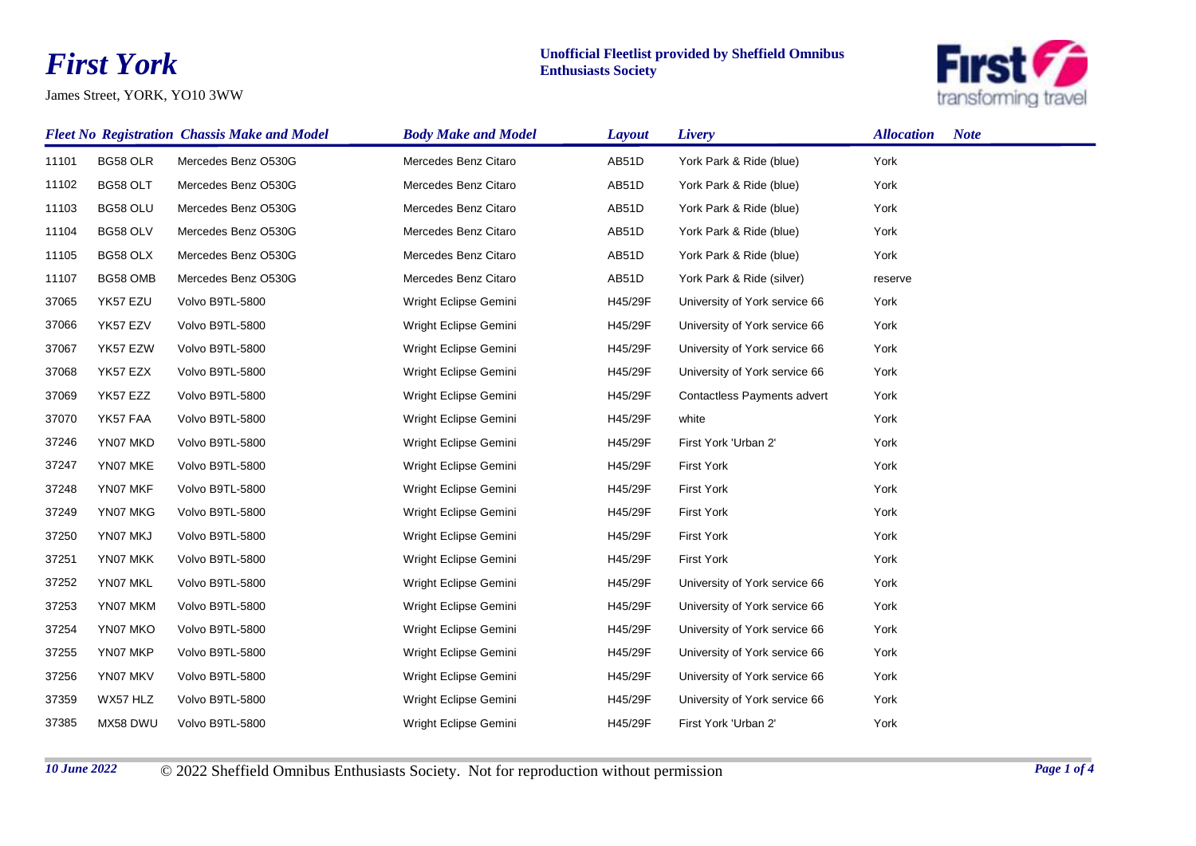# *First York*

James Street, YORK, YO10 3WW

**Unofficial Fleetlist provided by Sheffield Omnibus Enthusiasts Society**

| *Fleet No* | *Registration* | *Chassis Make and Model* | *Body Make and Model* | *Layout* | *Livery* | *Allocation* | *Note* |
|---|---|---|---|---|---|---|---|
| 11101 | BG58 OLR | Mercedes Benz O530G | Mercedes Benz Citaro | AB51D | York Park & Ride (blue) | York | |
| 11102 | BG58 OLT | Mercedes Benz O530G | Mercedes Benz Citaro | AB51D | York Park & Ride (blue) | York | |
| 11103 | BG58 OLU | Mercedes Benz O530G | Mercedes Benz Citaro | AB51D | York Park & Ride (blue) | York | |
| 11104 | BG58 OLV | Mercedes Benz O530G | Mercedes Benz Citaro | AB51D | York Park & Ride (blue) | York | |
| 11105 | BG58 OLX | Mercedes Benz O530G | Mercedes Benz Citaro | AB51D | York Park & Ride (blue) | York | |
| 11107 | BG58 OMB | Mercedes Benz O530G | Mercedes Benz Citaro | AB51D | York Park & Ride (silver) | reserve | |
| 37065 | YK57 EZU | Volvo B9TL-5800 | Wright Eclipse Gemini | H45/29F | University of York service 66 | York | |
| 37066 | YK57 EZV | Volvo B9TL-5800 | Wright Eclipse Gemini | H45/29F | University of York service 66 | York | |
| 37067 | YK57 EZW | Volvo B9TL-5800 | Wright Eclipse Gemini | H45/29F | University of York service 66 | York | |
| 37068 | YK57 EZX | Volvo B9TL-5800 | Wright Eclipse Gemini | H45/29F | University of York service 66 | York | |
| 37069 | YK57 EZZ | Volvo B9TL-5800 | Wright Eclipse Gemini | H45/29F | Contactless Payments advert | York | |
| 37070 | YK57 FAA | Volvo B9TL-5800 | Wright Eclipse Gemini | H45/29F | white | York | |
| 37246 | YN07 MKD | Volvo B9TL-5800 | Wright Eclipse Gemini | H45/29F | First York 'Urban 2' | York | |
| 37247 | YN07 MKE | Volvo B9TL-5800 | Wright Eclipse Gemini | H45/29F | First York | York | |
| 37248 | YN07 MKF | Volvo B9TL-5800 | Wright Eclipse Gemini | H45/29F | First York | York | |
| 37249 | YN07 MKG | Volvo B9TL-5800 | Wright Eclipse Gemini | H45/29F | First York | York | |
| 37250 | YN07 MKJ | Volvo B9TL-5800 | Wright Eclipse Gemini | H45/29F | First York | York | |
| 37251 | YN07 MKK | Volvo B9TL-5800 | Wright Eclipse Gemini | H45/29F | First York | York | |
| 37252 | YN07 MKL | Volvo B9TL-5800 | Wright Eclipse Gemini | H45/29F | University of York service 66 | York | |
| 37253 | YN07 MKM | Volvo B9TL-5800 | Wright Eclipse Gemini | H45/29F | University of York service 66 | York | |
| 37254 | YN07 MKO | Volvo B9TL-5800 | Wright Eclipse Gemini | H45/29F | University of York service 66 | York | |
| 37255 | YN07 MKP | Volvo B9TL-5800 | Wright Eclipse Gemini | H45/29F | University of York service 66 | York | |
| 37256 | YN07 MKV | Volvo B9TL-5800 | Wright Eclipse Gemini | H45/29F | University of York service 66 | York | |
| 37359 | WX57 HLZ | Volvo B9TL-5800 | Wright Eclipse Gemini | H45/29F | University of York service 66 | York | |
| 37385 | MX58 DWU | Volvo B9TL-5800 | Wright Eclipse Gemini | H45/29F | First York 'Urban 2' | York | |

*10 June 2022* © 2022 Sheffield Omnibus Enthusiasts Society. Not for reproduction without permission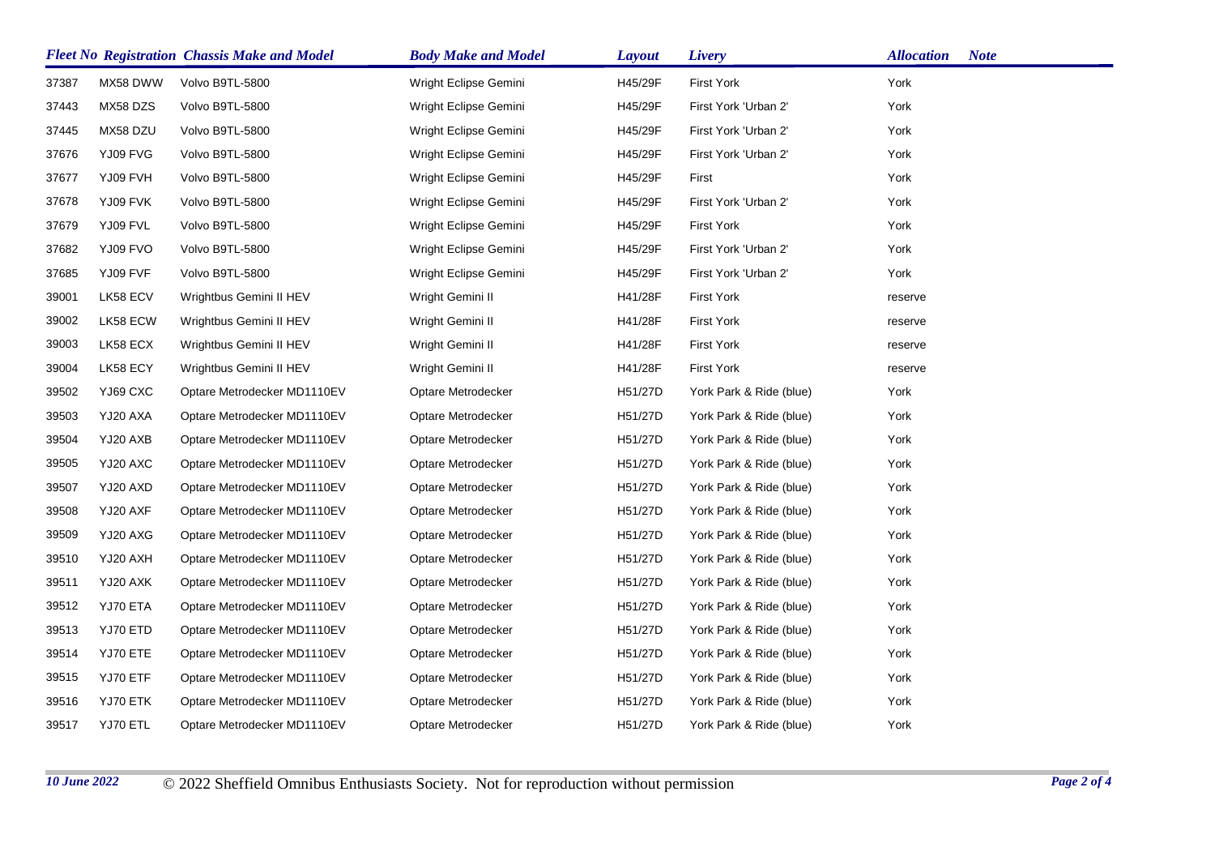| Fleet No | Registration | Chassis Make and Model | Body Make and Model | Layout | Livery | Allocation | Note |
|---|---|---|---|---|---|---|---|
| 37387 | MX58 DWW | Volvo B9TL-5800 | Wright Eclipse Gemini | H45/29F | First York | York | |
| 37443 | MX58 DZS | Volvo B9TL-5800 | Wright Eclipse Gemini | H45/29F | First York 'Urban 2' | York | |
| 37445 | MX58 DZU | Volvo B9TL-5800 | Wright Eclipse Gemini | H45/29F | First York 'Urban 2' | York | |
| 37676 | YJ09 FVG | Volvo B9TL-5800 | Wright Eclipse Gemini | H45/29F | First York 'Urban 2' | York | |
| 37677 | YJ09 FVH | Volvo B9TL-5800 | Wright Eclipse Gemini | H45/29F | First | York | |
| 37678 | YJ09 FVK | Volvo B9TL-5800 | Wright Eclipse Gemini | H45/29F | First York 'Urban 2' | York | |
| 37679 | YJ09 FVL | Volvo B9TL-5800 | Wright Eclipse Gemini | H45/29F | First York | York | |
| 37682 | YJ09 FVO | Volvo B9TL-5800 | Wright Eclipse Gemini | H45/29F | First York 'Urban 2' | York | |
| 37685 | YJ09 FVF | Volvo B9TL-5800 | Wright Eclipse Gemini | H45/29F | First York 'Urban 2' | York | |
| 39001 | LK58 ECV | Wrightbus Gemini II HEV | Wright Gemini II | H41/28F | First York | reserve | |
| 39002 | LK58 ECW | Wrightbus Gemini II HEV | Wright Gemini II | H41/28F | First York | reserve | |
| 39003 | LK58 ECX | Wrightbus Gemini II HEV | Wright Gemini II | H41/28F | First York | reserve | |
| 39004 | LK58 ECY | Wrightbus Gemini II HEV | Wright Gemini II | H41/28F | First York | reserve | |
| 39502 | YJ69 CXC | Optare Metrodecker MD1110EV | Optare Metrodecker | H51/27D | York Park & Ride (blue) | York | |
| 39503 | YJ20 AXA | Optare Metrodecker MD1110EV | Optare Metrodecker | H51/27D | York Park & Ride (blue) | York | |
| 39504 | YJ20 AXB | Optare Metrodecker MD1110EV | Optare Metrodecker | H51/27D | York Park & Ride (blue) | York | |
| 39505 | YJ20 AXC | Optare Metrodecker MD1110EV | Optare Metrodecker | H51/27D | York Park & Ride (blue) | York | |
| 39507 | YJ20 AXD | Optare Metrodecker MD1110EV | Optare Metrodecker | H51/27D | York Park & Ride (blue) | York | |
| 39508 | YJ20 AXF | Optare Metrodecker MD1110EV | Optare Metrodecker | H51/27D | York Park & Ride (blue) | York | |
| 39509 | YJ20 AXG | Optare Metrodecker MD1110EV | Optare Metrodecker | H51/27D | York Park & Ride (blue) | York | |
| 39510 | YJ20 AXH | Optare Metrodecker MD1110EV | Optare Metrodecker | H51/27D | York Park & Ride (blue) | York | |
| 39511 | YJ20 AXK | Optare Metrodecker MD1110EV | Optare Metrodecker | H51/27D | York Park & Ride (blue) | York | |
| 39512 | YJ70 ETA | Optare Metrodecker MD1110EV | Optare Metrodecker | H51/27D | York Park & Ride (blue) | York | |
| 39513 | YJ70 ETD | Optare Metrodecker MD1110EV | Optare Metrodecker | H51/27D | York Park & Ride (blue) | York | |
| 39514 | YJ70 ETE | Optare Metrodecker MD1110EV | Optare Metrodecker | H51/27D | York Park & Ride (blue) | York | |
| 39515 | YJ70 ETF | Optare Metrodecker MD1110EV | Optare Metrodecker | H51/27D | York Park & Ride (blue) | York | |
| 39516 | YJ70 ETK | Optare Metrodecker MD1110EV | Optare Metrodecker | H51/27D | York Park & Ride (blue) | York | |
| 39517 | YJ70 ETL | Optare Metrodecker MD1110EV | Optare Metrodecker | H51/27D | York Park & Ride (blue) | York | |

*10 June 2022* © 2022 Sheffield Omnibus Enthusiasts Society. Not for reproduction without permission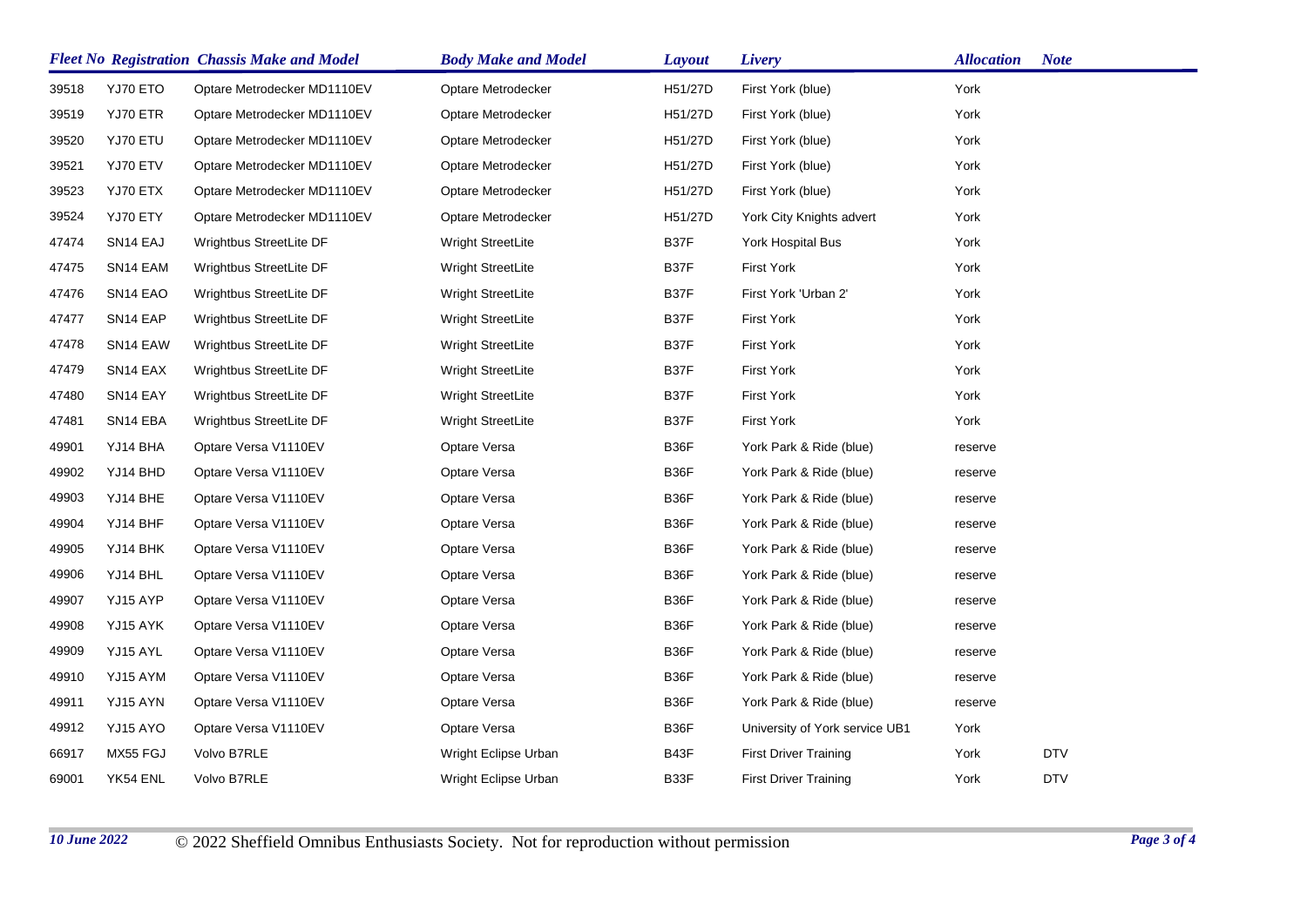| Fleet No | Registration | Chassis Make and Model | Body Make and Model | Layout | Livery | Allocation | Note |
|---|---|---|---|---|---|---|---|
| 39518 | YJ70 ETO | Optare Metrodecker MD1110EV | Optare Metrodecker | H51/27D | First York (blue) | York | |
| 39519 | YJ70 ETR | Optare Metrodecker MD1110EV | Optare Metrodecker | H51/27D | First York (blue) | York | |
| 39520 | YJ70 ETU | Optare Metrodecker MD1110EV | Optare Metrodecker | H51/27D | First York (blue) | York | |
| 39521 | YJ70 ETV | Optare Metrodecker MD1110EV | Optare Metrodecker | H51/27D | First York (blue) | York | |
| 39523 | YJ70 ETX | Optare Metrodecker MD1110EV | Optare Metrodecker | H51/27D | First York (blue) | York | |
| 39524 | YJ70 ETY | Optare Metrodecker MD1110EV | Optare Metrodecker | H51/27D | York City Knights advert | York | |
| 47474 | SN14 EAJ | Wrightbus StreetLite DF | Wright StreetLite | B37F | York Hospital Bus | York | |
| 47475 | SN14 EAM | Wrightbus StreetLite DF | Wright StreetLite | B37F | First York | York | |
| 47476 | SN14 EAO | Wrightbus StreetLite DF | Wright StreetLite | B37F | First York 'Urban 2' | York | |
| 47477 | SN14 EAP | Wrightbus StreetLite DF | Wright StreetLite | B37F | First York | York | |
| 47478 | SN14 EAW | Wrightbus StreetLite DF | Wright StreetLite | B37F | First York | York | |
| 47479 | SN14 EAX | Wrightbus StreetLite DF | Wright StreetLite | B37F | First York | York | |
| 47480 | SN14 EAY | Wrightbus StreetLite DF | Wright StreetLite | B37F | First York | York | |
| 47481 | SN14 EBA | Wrightbus StreetLite DF | Wright StreetLite | B37F | First York | York | |
| 49901 | YJ14 BHA | Optare Versa V1110EV | Optare Versa | B36F | York Park & Ride (blue) | reserve | |
| 49902 | YJ14 BHD | Optare Versa V1110EV | Optare Versa | B36F | York Park & Ride (blue) | reserve | |
| 49903 | YJ14 BHE | Optare Versa V1110EV | Optare Versa | B36F | York Park & Ride (blue) | reserve | |
| 49904 | YJ14 BHF | Optare Versa V1110EV | Optare Versa | B36F | York Park & Ride (blue) | reserve | |
| 49905 | YJ14 BHK | Optare Versa V1110EV | Optare Versa | B36F | York Park & Ride (blue) | reserve | |
| 49906 | YJ14 BHL | Optare Versa V1110EV | Optare Versa | B36F | York Park & Ride (blue) | reserve | |
| 49907 | YJ15 AYP | Optare Versa V1110EV | Optare Versa | B36F | York Park & Ride (blue) | reserve | |
| 49908 | YJ15 AYK | Optare Versa V1110EV | Optare Versa | B36F | York Park & Ride (blue) | reserve | |
| 49909 | YJ15 AYL | Optare Versa V1110EV | Optare Versa | B36F | York Park & Ride (blue) | reserve | |
| 49910 | YJ15 AYM | Optare Versa V1110EV | Optare Versa | B36F | York Park & Ride (blue) | reserve | |
| 49911 | YJ15 AYN | Optare Versa V1110EV | Optare Versa | B36F | York Park & Ride (blue) | reserve | |
| 49912 | YJ15 AYO | Optare Versa V1110EV | Optare Versa | B36F | University of York service UB1 | York | |
| 66917 | MX55 FGJ | Volvo B7RLE | Wright Eclipse Urban | B43F | First Driver Training | York | DTV |
| 69001 | YK54 ENL | Volvo B7RLE | Wright Eclipse Urban | B33F | First Driver Training | York | DTV |

*10 June 2022* © 2022 Sheffield Omnibus Enthusiasts Society. Not for reproduction without permission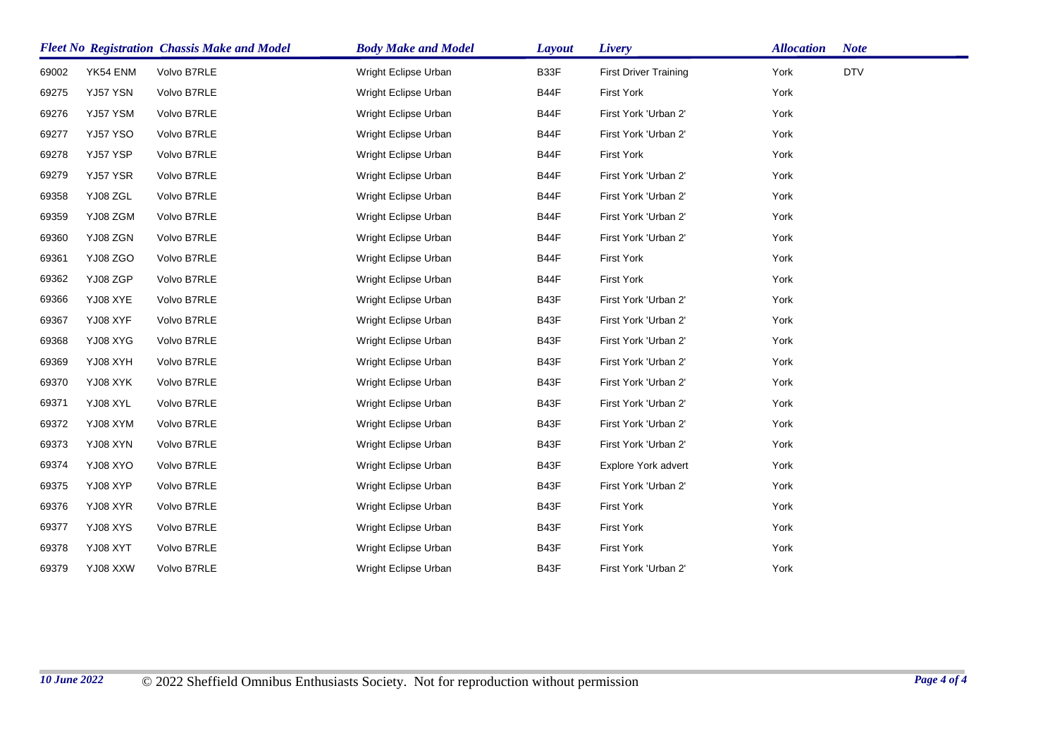| Fleet No | Registration | Chassis Make and Model | Body Make and Model | Layout | Livery | Allocation | Note |
|---|---|---|---|---|---|---|---|
| 69002 | YK54 ENM | Volvo B7RLE | Wright Eclipse Urban | B33F | First Driver Training | York | DTV |
| 69275 | YJ57 YSN | Volvo B7RLE | Wright Eclipse Urban | B44F | First York | York | |
| 69276 | YJ57 YSM | Volvo B7RLE | Wright Eclipse Urban | B44F | First York 'Urban 2' | York | |
| 69277 | YJ57 YSO | Volvo B7RLE | Wright Eclipse Urban | B44F | First York 'Urban 2' | York | |
| 69278 | YJ57 YSP | Volvo B7RLE | Wright Eclipse Urban | B44F | First York | York | |
| 69279 | YJ57 YSR | Volvo B7RLE | Wright Eclipse Urban | B44F | First York 'Urban 2' | York | |
| 69358 | YJ08 ZGL | Volvo B7RLE | Wright Eclipse Urban | B44F | First York 'Urban 2' | York | |
| 69359 | YJ08 ZGM | Volvo B7RLE | Wright Eclipse Urban | B44F | First York 'Urban 2' | York | |
| 69360 | YJ08 ZGN | Volvo B7RLE | Wright Eclipse Urban | B44F | First York 'Urban 2' | York | |
| 69361 | YJ08 ZGO | Volvo B7RLE | Wright Eclipse Urban | B44F | First York | York | |
| 69362 | YJ08 ZGP | Volvo B7RLE | Wright Eclipse Urban | B44F | First York | York | |
| 69366 | YJ08 XYE | Volvo B7RLE | Wright Eclipse Urban | B43F | First York 'Urban 2' | York | |
| 69367 | YJ08 XYF | Volvo B7RLE | Wright Eclipse Urban | B43F | First York 'Urban 2' | York | |
| 69368 | YJ08 XYG | Volvo B7RLE | Wright Eclipse Urban | B43F | First York 'Urban 2' | York | |
| 69369 | YJ08 XYH | Volvo B7RLE | Wright Eclipse Urban | B43F | First York 'Urban 2' | York | |
| 69370 | YJ08 XYK | Volvo B7RLE | Wright Eclipse Urban | B43F | First York 'Urban 2' | York | |
| 69371 | YJ08 XYL | Volvo B7RLE | Wright Eclipse Urban | B43F | First York 'Urban 2' | York | |
| 69372 | YJ08 XYM | Volvo B7RLE | Wright Eclipse Urban | B43F | First York 'Urban 2' | York | |
| 69373 | YJ08 XYN | Volvo B7RLE | Wright Eclipse Urban | B43F | First York 'Urban 2' | York | |
| 69374 | YJ08 XYO | Volvo B7RLE | Wright Eclipse Urban | B43F | Explore York advert | York | |
| 69375 | YJ08 XYP | Volvo B7RLE | Wright Eclipse Urban | B43F | First York 'Urban 2' | York | |
| 69376 | YJ08 XYR | Volvo B7RLE | Wright Eclipse Urban | B43F | First York | York | |
| 69377 | YJ08 XYS | Volvo B7RLE | Wright Eclipse Urban | B43F | First York | York | |
| 69378 | YJ08 XYT | Volvo B7RLE | Wright Eclipse Urban | B43F | First York | York | |
| 69379 | YJ08 XXW | Volvo B7RLE | Wright Eclipse Urban | B43F | First York 'Urban 2' | York | |

*10 June 2022* © 2022 Sheffield Omnibus Enthusiasts Society. Not for reproduction without permission